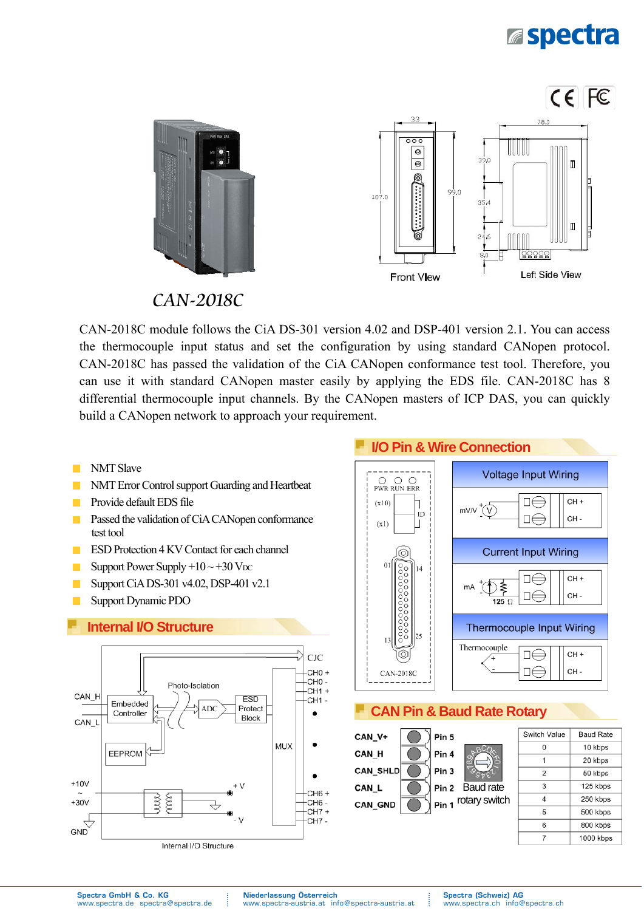# CAN-2018C

CAN-2018C module follows the CiA DS-301 version 4.02 and DSP-401 version 2.1. You can access the thermocouple input status and set the configuration by using standard CANopen protocol. CAN-2018C has passed the validation of the CiA CANopen conformance test tool. Therefore, you can use it with standard CANopen master easily by applying the EDS file. CAN-2018C has 8 differential thermocouple input channels. By the CANopen masters of ICP DAS, you can quickly build a CANopen network to approach your requirement.

- NMT Slave
- NMT Error Control support Guarding and Heartbeat
- Provide default EDS file
- Passed the validation of CiA CANopen conformance test tool
- ESD Protection 4 KV Contact for each channel
- Support Power Supply +10 ~ +30 $V_{DC}$
- Support CiA DS-301 v4.02, DSP-401 v2.1
- Support Dynamic PDO

## Internal I/O Structure

Internal I/O Structure

## I/O Pin & Wire Connection

Voltage Input Wiring

Current Input Wiring

Thermocouple Input Wiring

## CAN Pin & Baud Rate Rotary

| Signal | Pin |
|---|---|
| CAN_V+ | Pin 5 |
| CAN_H | Pin 4 |
| CAN_SHLD | Pin 3 |
| CAN_L | Pin 2 |
| CAN_GND | Pin 1 |

Baud rate rotary switch

| Switch Value | Baud Rate |
|---|---|
| 0 | 10 kbps |
| 1 | 20 kbps |
| 2 | 50 kbps |
| 3 | 125 kbps |
| 4 | 250 kbps |
| 5 | 500 kbps |
| 6 | 800 kbps |
| 7 | 1000 kbps |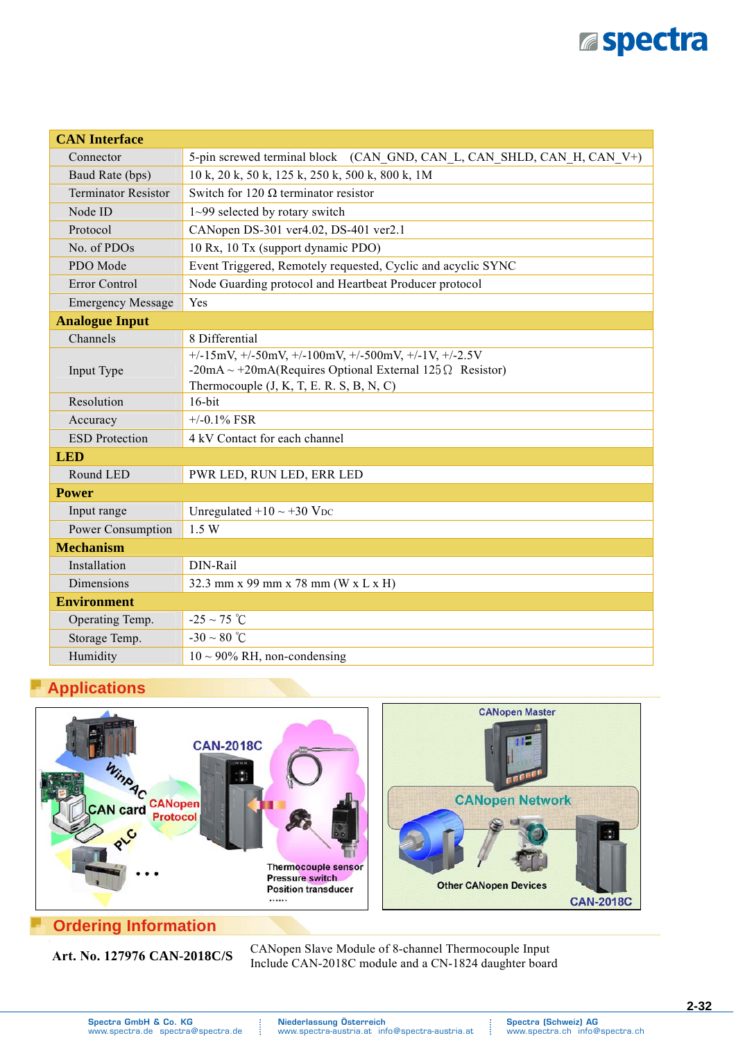| | |
|---|---|
| **CAN Interface** | |
| Connector | 5-pin screwed terminal block (CAN_GND, CAN_L, CAN_SHLD, CAN_H, CAN_V+) |
| Baud Rate (bps) | 10 k, 20 k, 50 k, 125 k, 250 k, 500 k, 800 k, 1M |
| Terminator Resistor | Switch for 120 Ω terminator resistor |
| Node ID | 1~99 selected by rotary switch |
| Protocol | CANopen DS-301 ver4.02, DS-401 ver2.1 |
| No. of PDOs | 10 Rx, 10 Tx (support dynamic PDO) |
| PDO Mode | Event Triggered, Remotely requested, Cyclic and acyclic SYNC |
| Error Control | Node Guarding protocol and Heartbeat Producer protocol |
| Emergency Message | Yes |
| **Analogue Input** | |
| Channels | 8 Differential |
| Input Type | +/-15mV, +/-50mV, +/-100mV, +/-500mV, +/-1V, +/-2.5V<br>-20mA ~ +20mA(Requires Optional External 125 Ω Resistor)<br>Thermocouple (J, K, T, E. R. S, B, N, C) |
| Resolution | 16-bit |
| Accuracy | +/-0.1% FSR |
| ESD Protection | 4 kV Contact for each channel |
| **LED** | |
| Round LED | PWR LED, RUN LED, ERR LED |
| **Power** | |
| Input range | Unregulated +10 ~ +30 VDC |
| Power Consumption | 1.5 W |
| **Mechanism** | |
| Installation | DIN-Rail |
| Dimensions | 32.3 mm x 99 mm x 78 mm (W x L x H) |
| **Environment** | |
| Operating Temp. | -25 ~ 75 ℃ |
| Storage Temp. | -30 ~ 80 ℃ |
| Humidity | 10 ~ 90% RH, non-condensing |

## Applications

CAN-2018C
WinPAC
CAN card
PLC
CANopen Protocol
Thermocouple sensor
Pressure switch
Position transducer
......

CANopen Master
CANopen Network
Other CANopen Devices
CAN-2018C

## Ordering Information

**Art. No. 127976 CAN-2018C/S** — CANopen Slave Module of 8-channel Thermocouple Input
Include CAN-2018C module and a CN-1824 daughter board